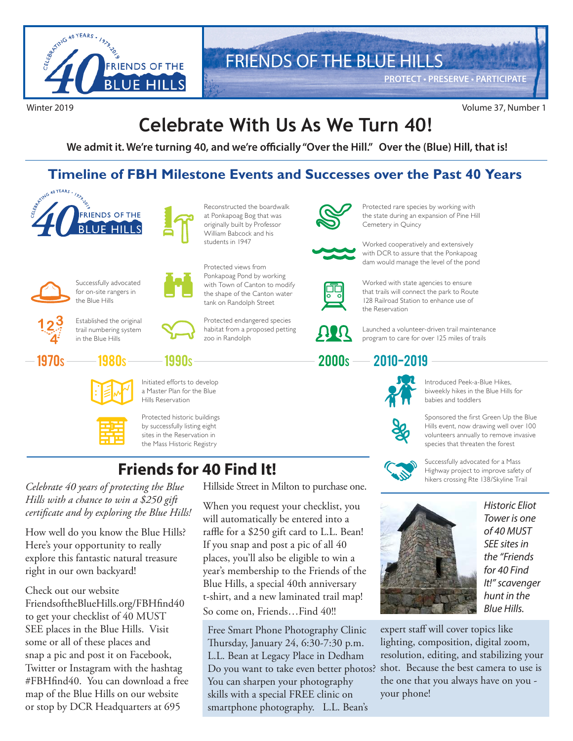FRIENDS OF THE BLUE HILLS

PROTECT • PRESERVE • PARTICIPATE

Winter 2019

Volume 37, Number 1

# Celebrate With Us As We Turn 40!

**We admit it. We're turning 40, and we're officially "Over the Hill." Over the (Blue) Hill, that is!**

## Timeline of FBH Milestone Events and Successes over the Past 40 Years

### 1970s

- Successfully advocated for on-site rangers in the Blue Hills
- Established the original trail numbering system in the Blue Hills

### 1980s

- Reconstructed the boardwalk at Ponkapoag Bog that was originally built by Professor William Babcock and his students in 1947
- Protected views from Ponkapoag Pond by working with Town of Canton to modify the shape of the Canton water tank on Randolph Street
- Protected endangered species habitat from a proposed petting zoo in Randolph
- Initiated efforts to develop a Master Plan for the Blue Hills Reservation
- Protected historic buildings by successfully listing eight sites in the Reservation in the Mass Historic Registry

### 1990s

### 2000s

- Protected rare species by working with the state during an expansion of Pine Hill Cemetery in Quincy
- Worked cooperatively and extensively with DCR to assure that the Ponkapoag dam would manage the level of the pond
- Worked with state agencies to ensure that trails will connect the park to Route 128 Railroad Station to enhance use of the Reservation
- Launched a volunteer-driven trail maintenance program to care for over 125 miles of trails

### 2010–2019

- Introduced Peek-a-Blue Hikes, biweekly hikes in the Blue Hills for babies and toddlers
- Sponsored the first Green Up the Blue Hills event, now drawing well over 100 volunteers annually to remove invasive species that threaten the forest
- Successfully advocated for a Mass Highway project to improve safety of hikers crossing Rte 138/Skyline Trail

## Friends for 40 Find It!

*Celebrate 40 years of protecting the Blue Hills with a chance to win a $250 gift certificate and by exploring the Blue Hills!*

How well do you know the Blue Hills? Here's your opportunity to really explore this fantastic natural treasure right in our own backyard!

Check out our website FriendsoftheBlueHills.org/FBHfind40 to get your checklist of 40 MUST SEE places in the Blue Hills. Visit some or all of these places and snap a pic and post it on Facebook, Twitter or Instagram with the hashtag #FBHfind40. You can download a free map of the Blue Hills on our website or stop by DCR Headquarters at 695 Hillside Street in Milton to purchase one.

When you request your checklist, you will automatically be entered into a raffle for a $250 gift card to L.L. Bean! If you snap and post a pic of all 40 places, you'll also be eligible to win a year's membership to the Friends of the Blue Hills, a special 40th anniversary t-shirt, and a new laminated trail map! So come on, Friends…Find 40!!

*Historic Eliot Tower is one of 40 MUST SEE sites in the "Friends for 40 Find It!" scavenger hunt in the Blue Hills.*

Free Smart Phone Photography Clinic
Thursday, January 24, 6:30-7:30 p.m.
L.L. Bean at Legacy Place in Dedham
Do you want to take even better photos? You can sharpen your photography skills with a special FREE clinic on smartphone photography. L.L. Bean's expert staff will cover topics like lighting, composition, digital zoom, resolution, editing, and stabilizing your shot. Because the best camera to use is the one that you always have on you - your phone!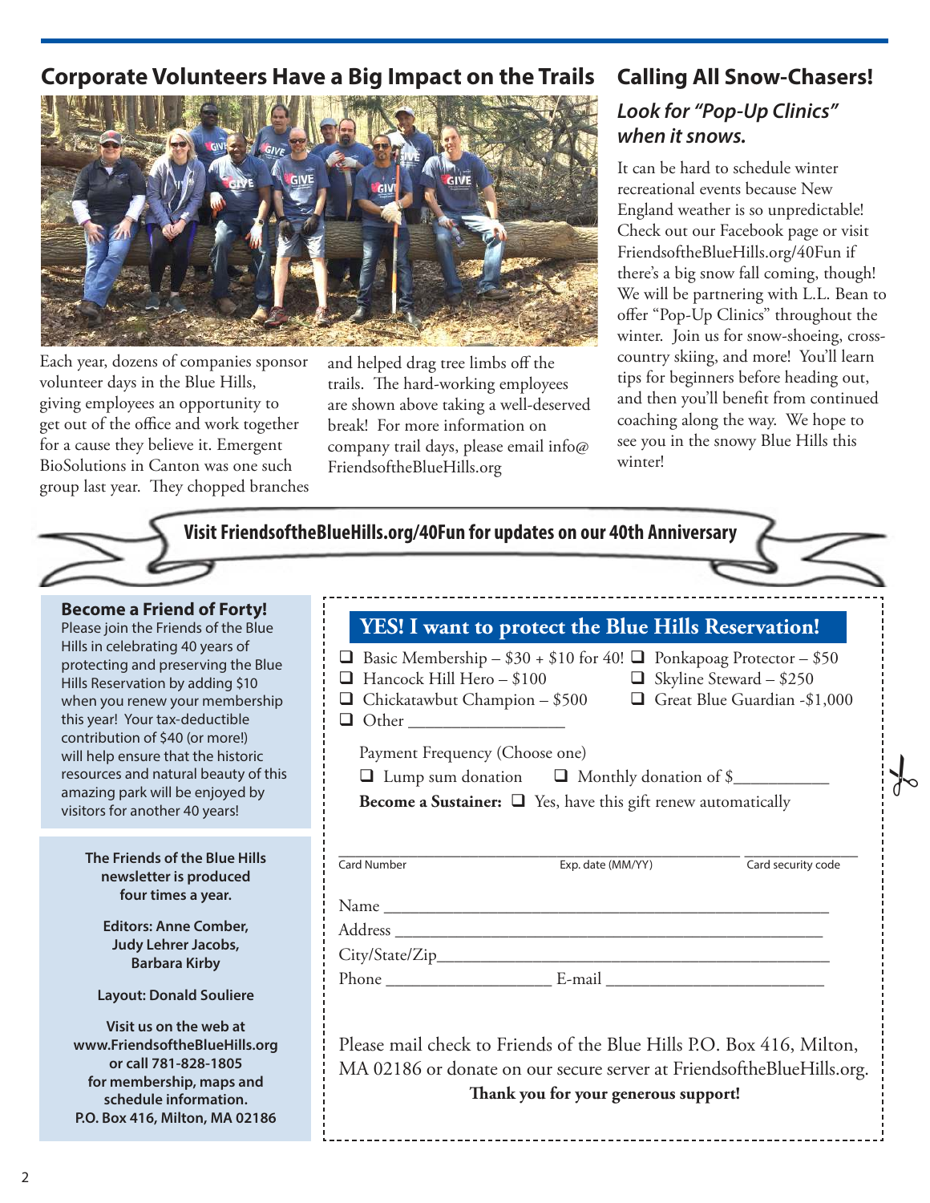## Corporate Volunteers Have a Big Impact on the Trails

Each year, dozens of companies sponsor volunteer days in the Blue Hills, giving employees an opportunity to get out of the office and work together for a cause they believe it. Emergent BioSolutions in Canton was one such group last year. They chopped branches and helped drag tree limbs off the trails. The hard-working employees are shown above taking a well-deserved break! For more information on company trail days, please email info@FriendsoftheBlueHills.org

## Calling All Snow-Chasers!

### *Look for "Pop-Up Clinics" when it snows.*

It can be hard to schedule winter recreational events because New England weather is so unpredictable! Check out our Facebook page or visit FriendsoftheBlueHills.org/40Fun if there's a big snow fall coming, though! We will be partnering with L.L. Bean to offer "Pop-Up Clinics" throughout the winter. Join us for snow-shoeing, cross-country skiing, and more! You'll learn tips for beginners before heading out, and then you'll benefit from continued coaching along the way. We hope to see you in the snowy Blue Hills this winter!

**Visit FriendsoftheBlueHills.org/40Fun for updates on our 40th Anniversary**

### Become a Friend of Forty!

Please join the Friends of the Blue Hills in celebrating 40 years of protecting and preserving the Blue Hills Reservation by adding $10 when you renew your membership this year! Your tax-deductible contribution of $40 (or more!) will help ensure that the historic resources and natural beauty of this amazing park will be enjoyed by visitors for another 40 years!

**The Friends of the Blue Hills newsletter is produced four times a year.**

**Editors: Anne Comber, Judy Lehrer Jacobs, Barbara Kirby**

**Layout: Donald Souliere**

**Visit us on the web at www.FriendsoftheBlueHills.org or call 781-828-1805 for membership, maps and schedule information. P.O. Box 416, Milton, MA 02186**

## YES! I want to protect the Blue Hills Reservation!

- ❑ Basic Membership – $30 + $10 for 40!
- ❑ Ponkapoag Protector – $50
- ❑ Hancock Hill Hero – $100
- ❑ Skyline Steward – $250
- ❑ Chickatawbut Champion – $500
- ❑ Great Blue Guardian -$1,000
- ❑ Other __________________

Payment Frequency (Choose one)

❑ Lump sum donation ❑ Monthly donation of $___________

**Become a Sustainer:** ❑ Yes, have this gift renew automatically

Card Number _______________ Exp. date (MM/YY) _______________ Card security code _______________

Name ______________________________________________

Address ____________________________________________

City/State/Zip_______________________________________

Phone ___________________ E-mail _________________________

Please mail check to Friends of the Blue Hills P.O. Box 416, Milton, MA 02186 or donate on our secure server at FriendsoftheBlueHills.org.

**Thank you for your generous support!**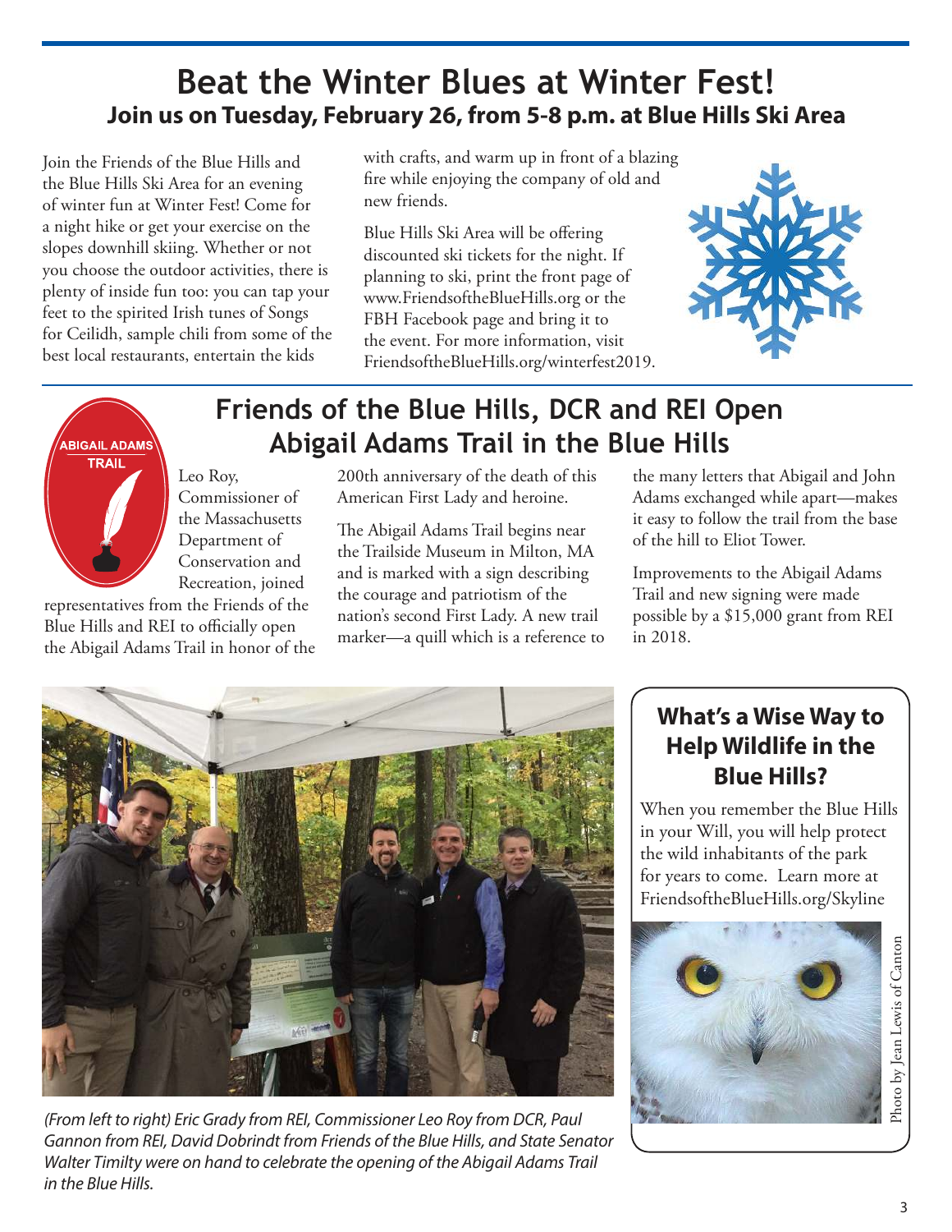# Beat the Winter Blues at Winter Fest!

## Join us on Tuesday, February 26, from 5-8 p.m. at Blue Hills Ski Area

Join the Friends of the Blue Hills and the Blue Hills Ski Area for an evening of winter fun at Winter Fest! Come for a night hike or get your exercise on the slopes downhill skiing. Whether or not you choose the outdoor activities, there is plenty of inside fun too: you can tap your feet to the spirited Irish tunes of Songs for Ceilidh, sample chili from some of the best local restaurants, entertain the kids with crafts, and warm up in front of a blazing fire while enjoying the company of old and new friends.

Blue Hills Ski Area will be offering discounted ski tickets for the night. If planning to ski, print the front page of www.FriendsoftheBlueHills.org or the FBH Facebook page and bring it to the event. For more information, visit FriendsoftheBlueHills.org/winterfest2019.

# Friends of the Blue Hills, DCR and REI Open Abigail Adams Trail in the Blue Hills

ABIGAIL ADAMS TRAIL

Leo Roy, Commissioner of the Massachusetts Department of Conservation and Recreation, joined representatives from the Friends of the Blue Hills and REI to officially open the Abigail Adams Trail in honor of the 200th anniversary of the death of this American First Lady and heroine.

The Abigail Adams Trail begins near the Trailside Museum in Milton, MA and is marked with a sign describing the courage and patriotism of the nation's second First Lady. A new trail marker—a quill which is a reference to the many letters that Abigail and John Adams exchanged while apart—makes it easy to follow the trail from the base of the hill to Eliot Tower.

Improvements to the Abigail Adams Trail and new signing were made possible by a $15,000 grant from REI in 2018.

*(From left to right) Eric Grady from REI, Commissioner Leo Roy from DCR, Paul Gannon from REI, David Dobrindt from Friends of the Blue Hills, and State Senator Walter Timilty were on hand to celebrate the opening of the Abigail Adams Trail in the Blue Hills.*

## What's a Wise Way to Help Wildlife in the Blue Hills?

When you remember the Blue Hills in your Will, you will help protect the wild inhabitants of the park for years to come. Learn more at FriendsoftheBlueHills.org/Skyline

Photo by Jean Lewis of Canton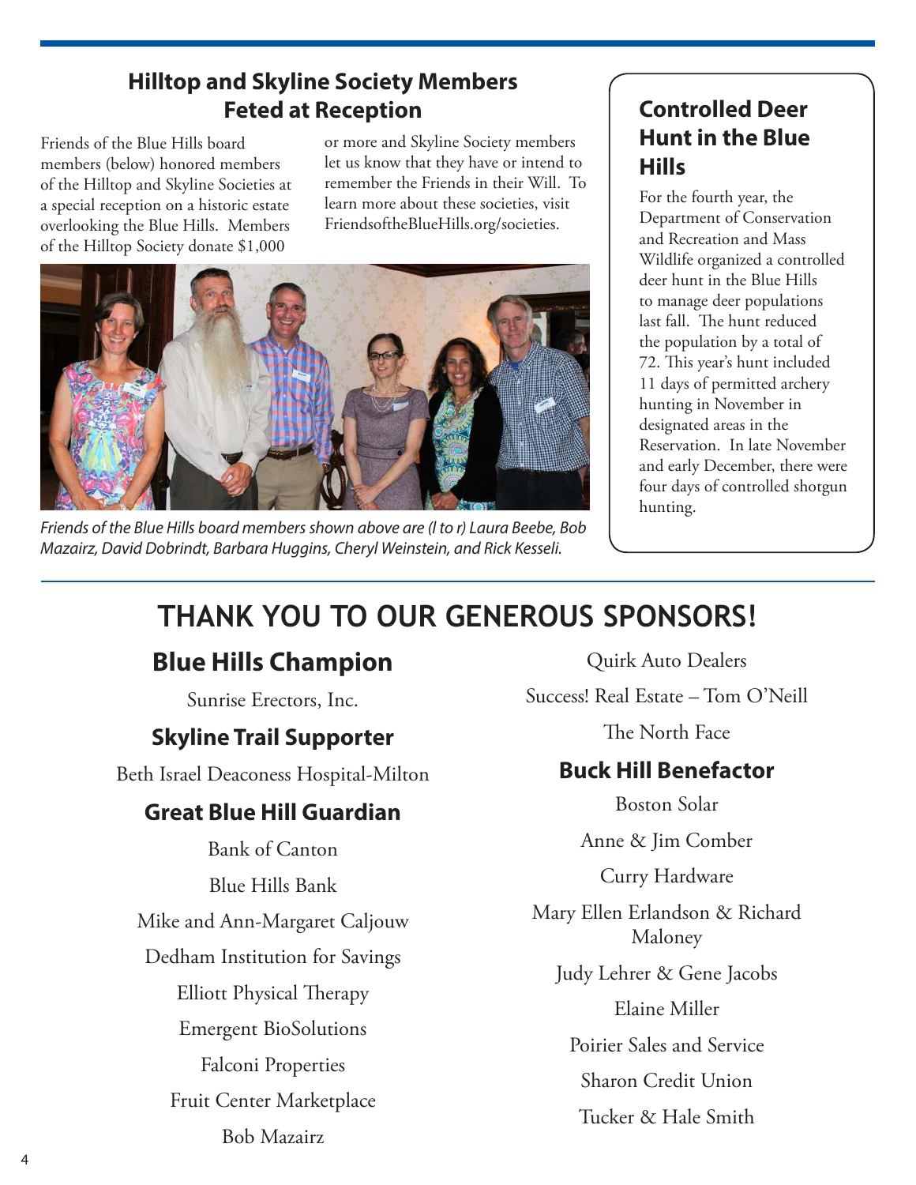## Hilltop and Skyline Society Members Feted at Reception

Friends of the Blue Hills board members (below) honored members of the Hilltop and Skyline Societies at a special reception on a historic estate overlooking the Blue Hills. Members of the Hilltop Society donate $1,000 or more and Skyline Society members let us know that they have or intend to remember the Friends in their Will. To learn more about these societies, visit FriendsoftheBlueHills.org/societies.

*Friends of the Blue Hills board members shown above are (l to r) Laura Beebe, Bob Mazairz, David Dobrindt, Barbara Huggins, Cheryl Weinstein, and Rick Kesseli.*

## Controlled Deer Hunt in the Blue Hills

For the fourth year, the Department of Conservation and Recreation and Mass Wildlife organized a controlled deer hunt in the Blue Hills to manage deer populations last fall. The hunt reduced the population by a total of 72. This year's hunt included 11 days of permitted archery hunting in November in designated areas in the Reservation. In late November and early December, there were four days of controlled shotgun hunting.

# THANK YOU TO OUR GENEROUS SPONSORS!

### Blue Hills Champion

Sunrise Erectors, Inc.

### Skyline Trail Supporter

Beth Israel Deaconess Hospital-Milton

### Great Blue Hill Guardian

Bank of Canton

Blue Hills Bank

Mike and Ann-Margaret Caljouw

Dedham Institution for Savings

Elliott Physical Therapy

Emergent BioSolutions

Falconi Properties

Fruit Center Marketplace

Bob Mazairz

Quirk Auto Dealers

Success! Real Estate – Tom O'Neill

The North Face

### Buck Hill Benefactor

Boston Solar

Anne & Jim Comber

Curry Hardware

Mary Ellen Erlandson & Richard Maloney

Judy Lehrer & Gene Jacobs

Elaine Miller

Poirier Sales and Service

Sharon Credit Union

Tucker & Hale Smith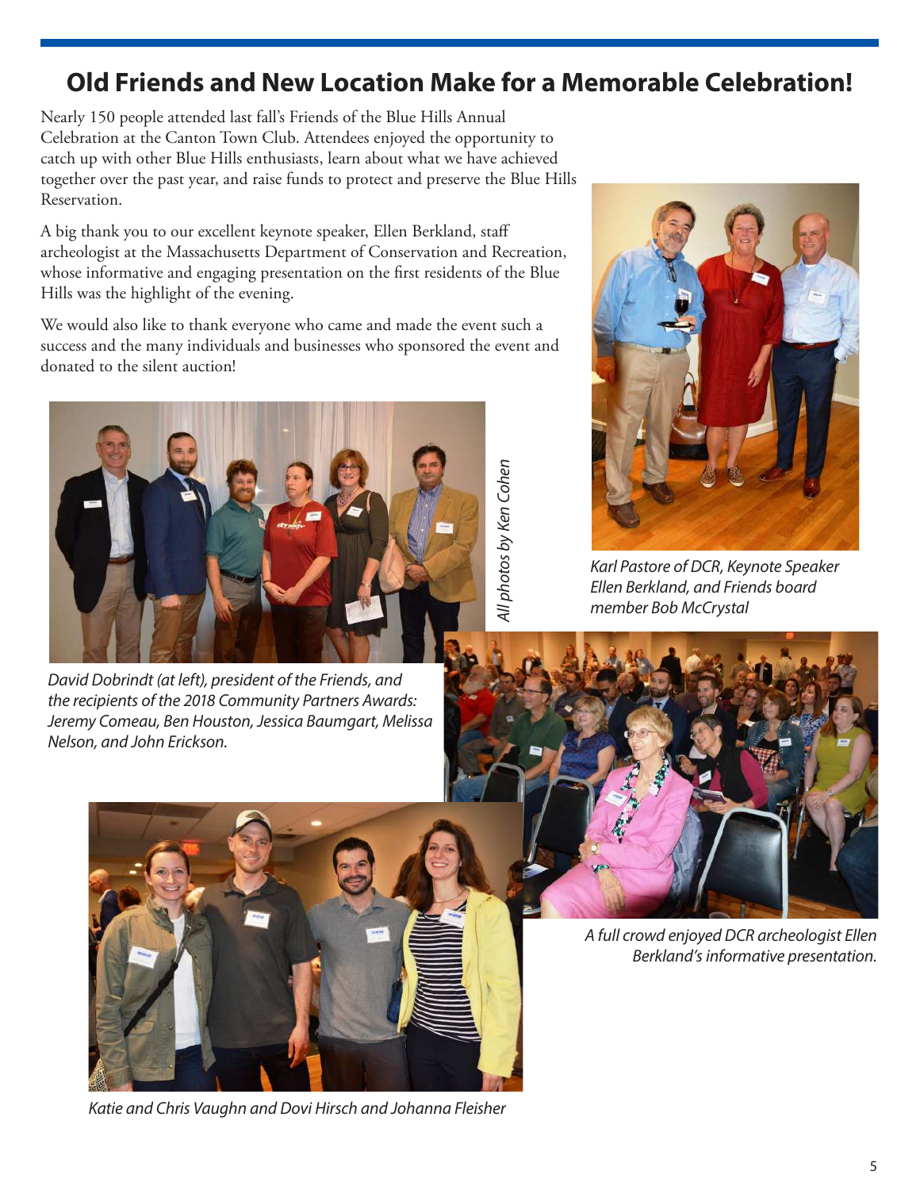# Old Friends and New Location Make for a Memorable Celebration!

Nearly 150 people attended last fall's Friends of the Blue Hills Annual Celebration at the Canton Town Club. Attendees enjoyed the opportunity to catch up with other Blue Hills enthusiasts, learn about what we have achieved together over the past year, and raise funds to protect and preserve the Blue Hills Reservation.

A big thank you to our excellent keynote speaker, Ellen Berkland, staff archeologist at the Massachusetts Department of Conservation and Recreation, whose informative and engaging presentation on the first residents of the Blue Hills was the highlight of the evening.

We would also like to thank everyone who came and made the event such a success and the many individuals and businesses who sponsored the event and donated to the silent auction!

*Karl Pastore of DCR, Keynote Speaker Ellen Berkland, and Friends board member Bob McCrystal*

*All photos by Ken Cohen*

*David Dobrindt (at left), president of the Friends, and the recipients of the 2018 Community Partners Awards: Jeremy Comeau, Ben Houston, Jessica Baumgart, Melissa Nelson, and John Erickson.*

*A full crowd enjoyed DCR archeologist Ellen Berkland's informative presentation.*

*Katie and Chris Vaughn and Dovi Hirsch and Johanna Fleisher*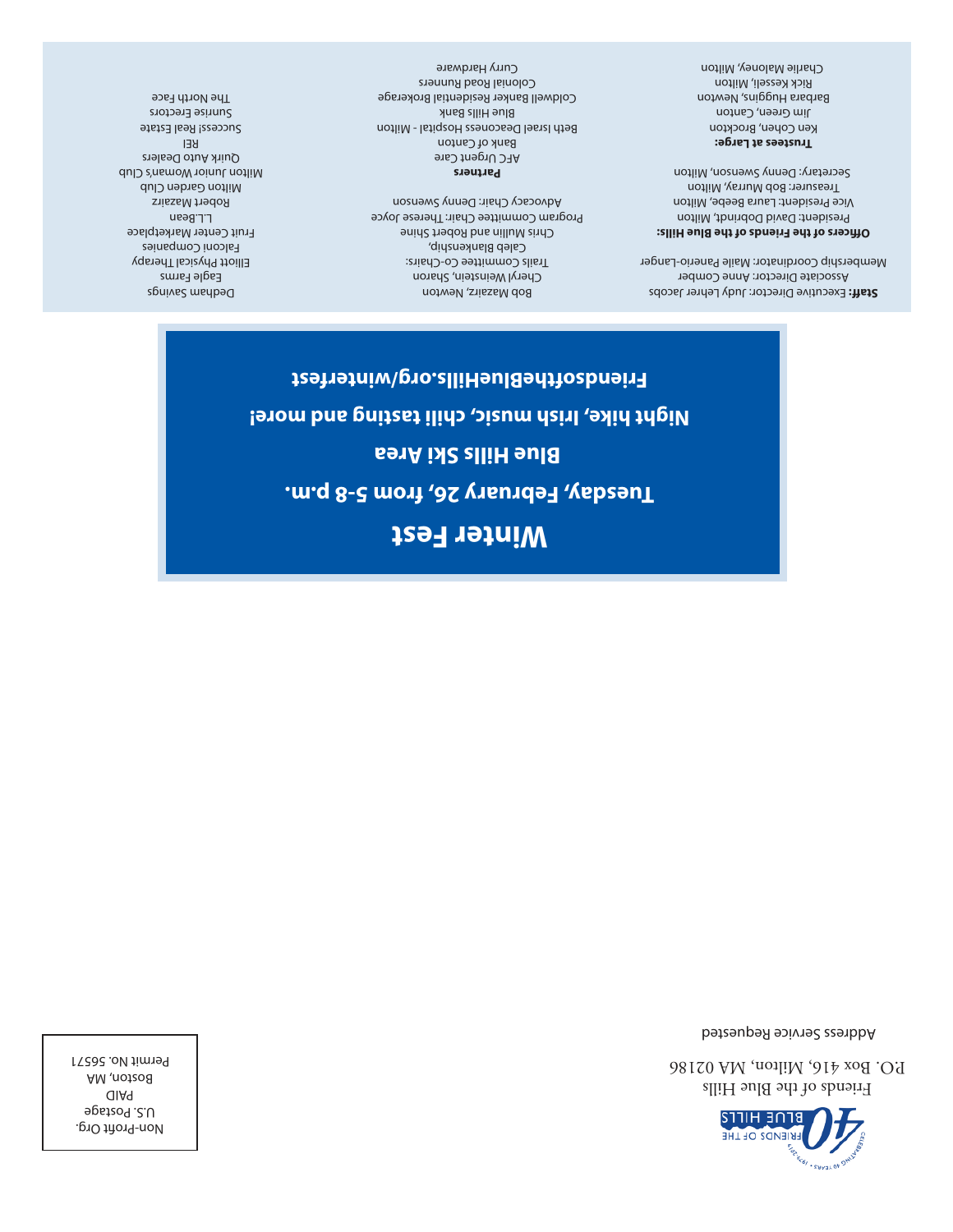**Staff:** Executive Director: Judy Lehrer Jacobs
Associate Director: Anne Comber
Membership Coordinator: Maile Panerio-Langer

**Officers of the Friends of the Blue Hills:**
President: David Dobrindt, Milton
Vice President: Laura Beebe, Milton
Treasurer: Bob Murray, Milton
Secretary: Denny Swenson, Milton

**Trustees at Large:**
Ken Cohen, Brockton
Jim Green, Canton
Barbara Huggins, Newton
Rick Kesseli, Milton
Charlie Maloney, Milton

Bob Mazairz, Newton
Cheryl Weinstein, Sharon
Trails Committee Co-Chairs:
Caleb Blankenship,
Chris Mullin and Robert Shine
Program Committee Chair: Therese Joyce
Advocacy Chair: Denny Swenson

**Partners**
AFC Urgent Care
Bank of Canton
Beth Israel Deaconess Hospital - Milton
Blue Hills Bank
Coldwell Banker Residential Brokerage
Colonial Road Runners
Curry Hardware
Dedham Savings
Eagle Farms
Elliott Physical Therapy
Falconi Companies
Fruit Center Marketplace
L.L.Bean
Robert Mazairz
Milton Garden Club
Milton Junior Woman's Club
Quirk Auto Dealers
REI
Success! Real Estate
Sunrise Erectors
The North Face

# Winter Fest

**Tuesday, February 26, from 5-8 p.m.**

**Blue Hills Ski Area**

**Night hike, Irish music, chili tasting and more!**

**FriendsoftheBlueHills.org/winterfest**

FRIENDS OF THE BLUE HILLS
CELEBRATING 40 YEARS • 1977-2017

Friends of the Blue Hills
P.O. Box 416, Milton, MA 02186

Address Service Requested

Non-Profit Org.
U.S. Postage
PAID
Boston, MA
Permit No. 56571